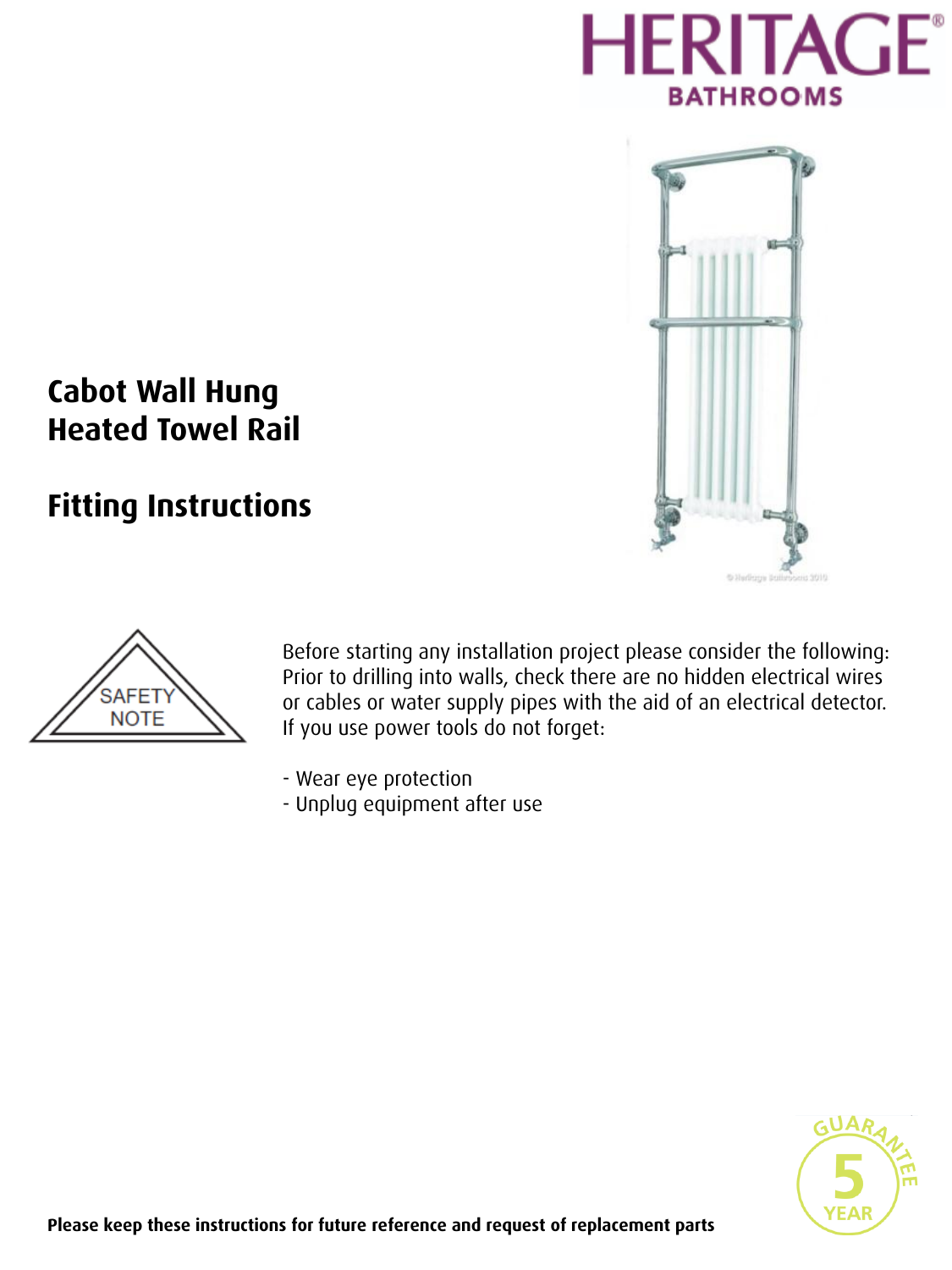HERITAGE®
BATHROOMS

# Cabot Wall Hung Heated Towel Rail

## Fitting Instructions

SAFETY NOTE

Before starting any installation project please consider the following:
Prior to drilling into walls, check there are no hidden electrical wires or cables or water supply pipes with the aid of an electrical detector.
If you use power tools do not forget:

- Wear eye protection
- Unplug equipment after use

GUARANTEE 5 YEAR

**Please keep these instructions for future reference and request of replacement parts**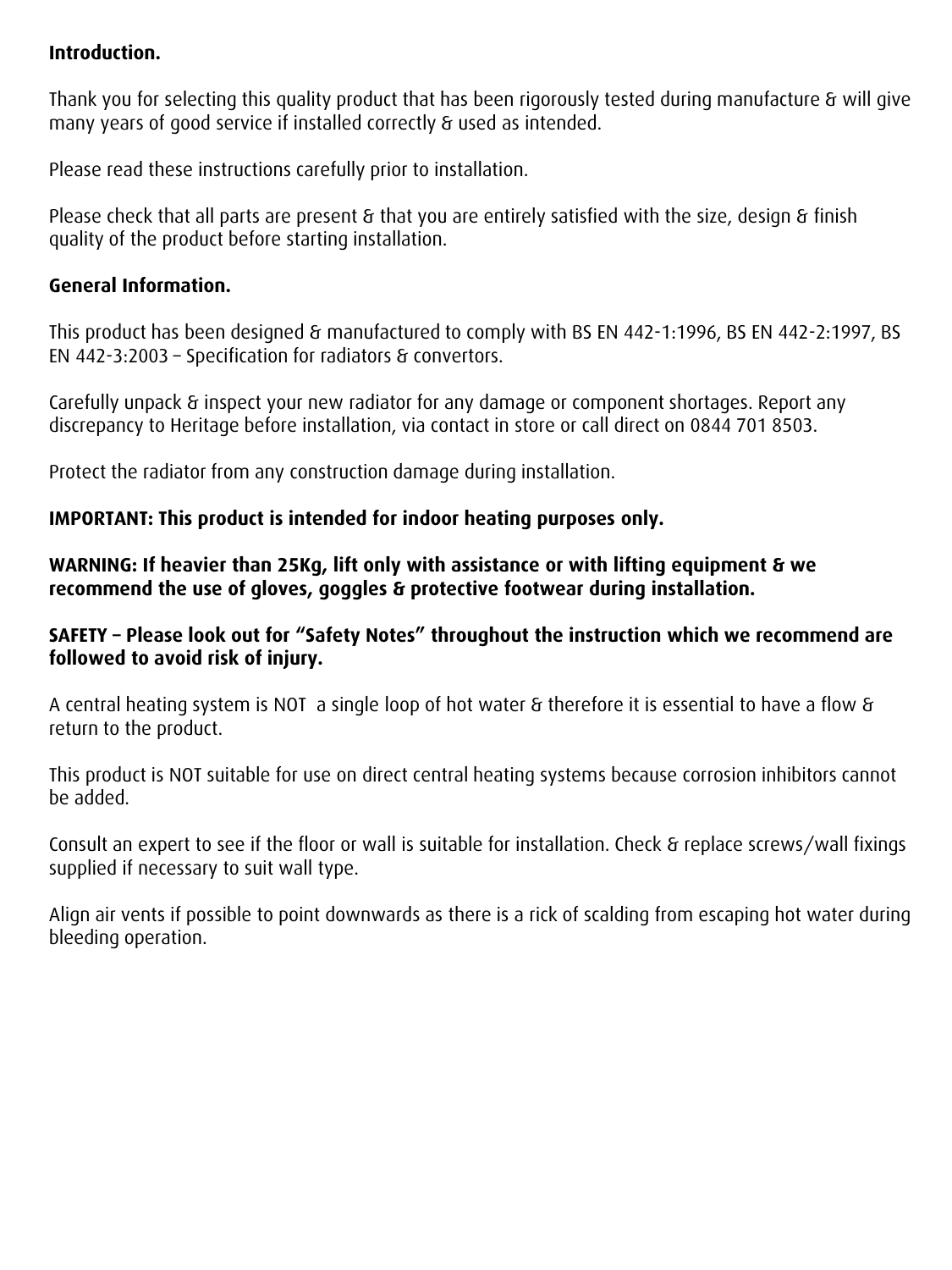**Introduction.**

Thank you for selecting this quality product that has been rigorously tested during manufacture & will give many years of good service if installed correctly & used as intended.

Please read these instructions carefully prior to installation.

Please check that all parts are present & that you are entirely satisfied with the size, design & finish quality of the product before starting installation.

**General Information.**

This product has been designed & manufactured to comply with BS EN 442-1:1996, BS EN 442-2:1997, BS EN 442-3:2003 – Specification for radiators & convertors.

Carefully unpack & inspect your new radiator for any damage or component shortages. Report any discrepancy to Heritage before installation, via contact in store or call direct on 0844 701 8503.

Protect the radiator from any construction damage during installation.

**IMPORTANT: This product is intended for indoor heating purposes only.**

**WARNING: If heavier than 25Kg, lift only with assistance or with lifting equipment & we recommend the use of gloves, goggles & protective footwear during installation.**

**SAFETY – Please look out for "Safety Notes" throughout the instruction which we recommend are followed to avoid risk of injury.**

A central heating system is NOT a single loop of hot water & therefore it is essential to have a flow & return to the product.

This product is NOT suitable for use on direct central heating systems because corrosion inhibitors cannot be added.

Consult an expert to see if the floor or wall is suitable for installation. Check & replace screws/wall fixings supplied if necessary to suit wall type.

Align air vents if possible to point downwards as there is a rick of scalding from escaping hot water during bleeding operation.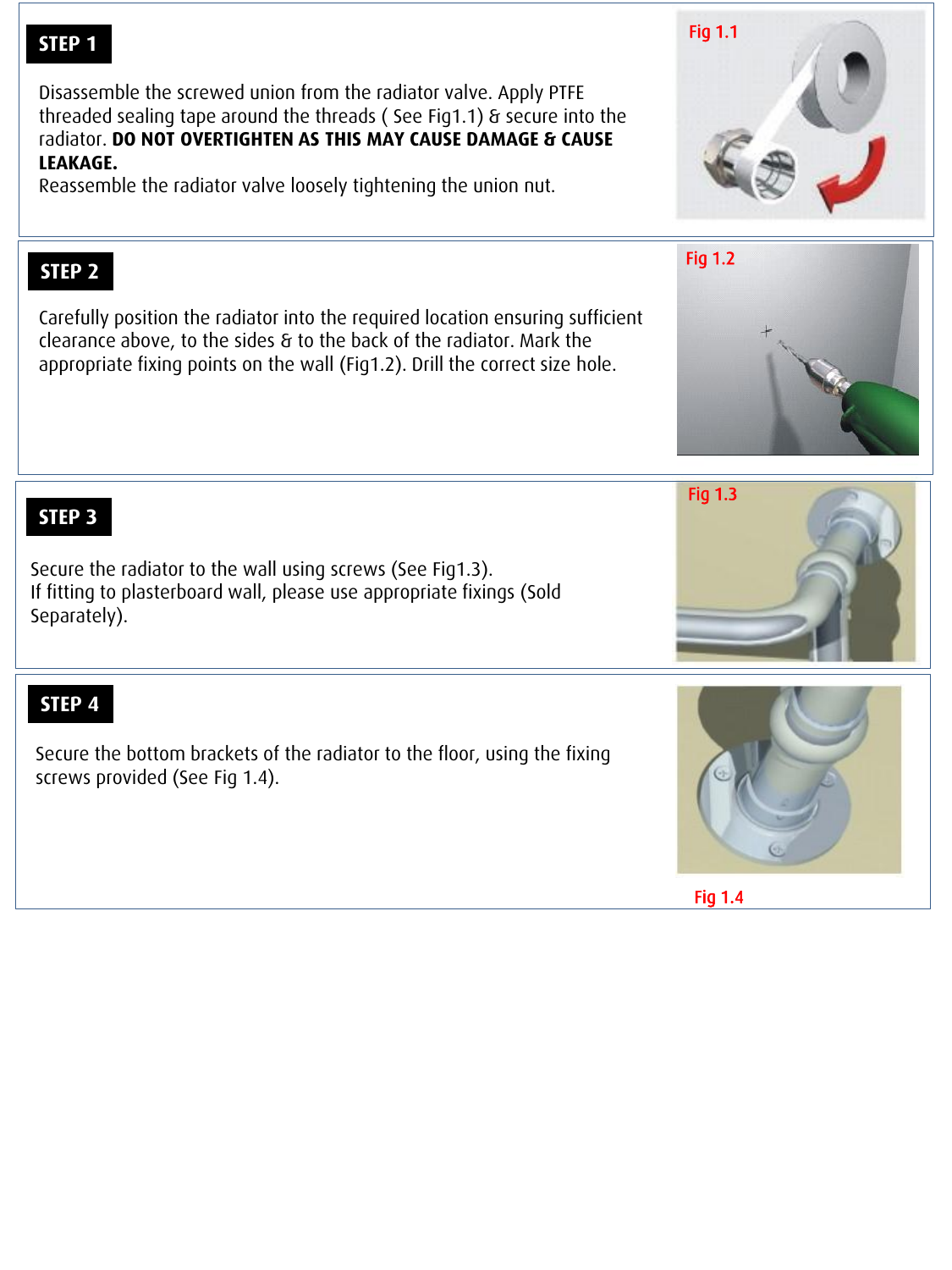## STEP 1

Disassemble the screwed union from the radiator valve. Apply PTFE threaded sealing tape around the threads ( See Fig1.1) & secure into the radiator. **DO NOT OVERTIGHTEN AS THIS MAY CAUSE DAMAGE & CAUSE LEAKAGE.**
Reassemble the radiator valve loosely tightening the union nut.

Fig 1.1

## STEP 2

Carefully position the radiator into the required location ensuring sufficient clearance above, to the sides & to the back of the radiator. Mark the appropriate fixing points on the wall (Fig1.2). Drill the correct size hole.

Fig 1.2

## STEP 3

Secure the radiator to the wall using screws (See Fig1.3).
If fitting to plasterboard wall, please use appropriate fixings (Sold Separately).

Fig 1.3

## STEP 4

Secure the bottom brackets of the radiator to the floor, using the fixing screws provided (See Fig 1.4).

Fig 1.4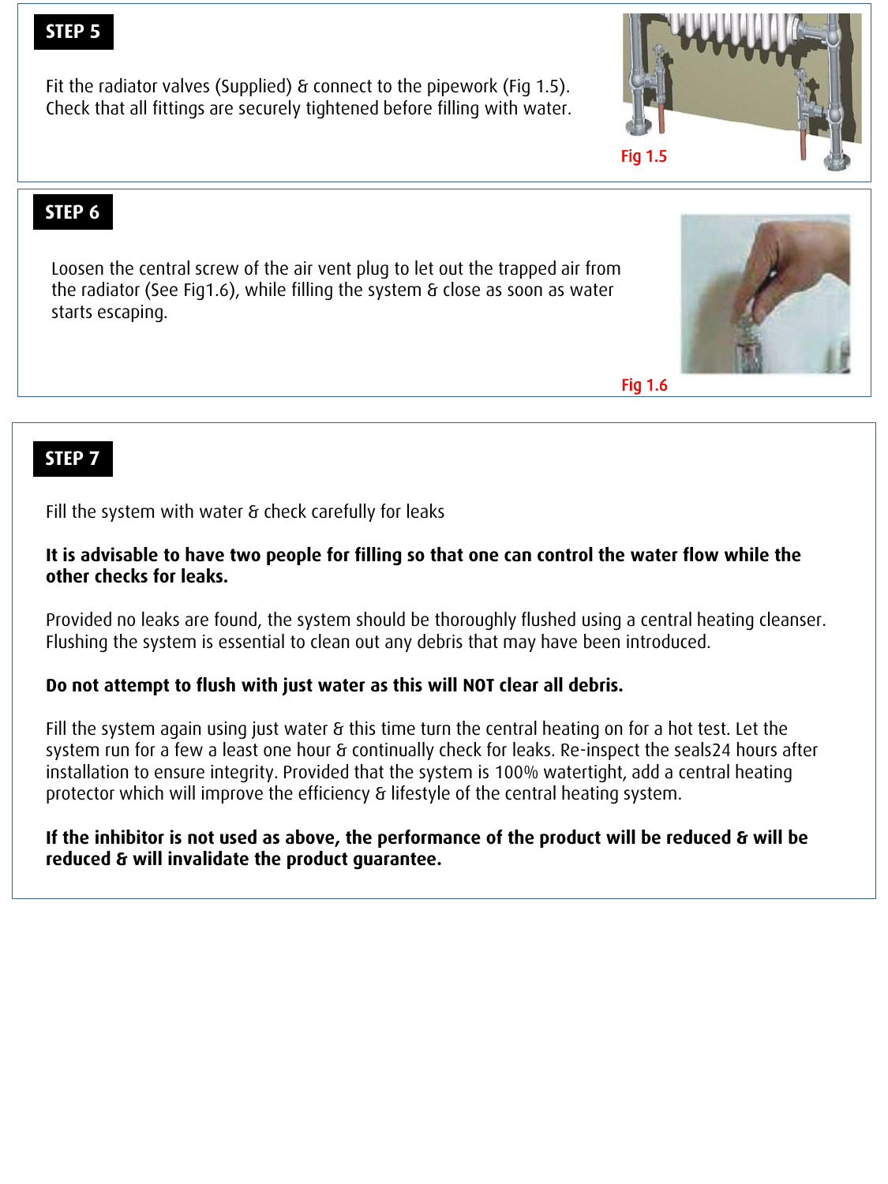## STEP 5

Fit the radiator valves (Supplied) & connect to the pipework (Fig 1.5). Check that all fittings are securely tightened before filling with water.

Fig 1.5

## STEP 6

Loosen the central screw of the air vent plug to let out the trapped air from the radiator (See Fig1.6), while filling the system & close as soon as water starts escaping.

Fig 1.6

## STEP 7

Fill the system with water & check carefully for leaks

**It is advisable to have two people for filling so that one can control the water flow while the other checks for leaks.**

Provided no leaks are found, the system should be thoroughly flushed using a central heating cleanser. Flushing the system is essential to clean out any debris that may have been introduced.

**Do not attempt to flush with just water as this will NOT clear all debris.**

Fill the system again using just water & this time turn the central heating on for a hot test. Let the system run for a few a least one hour & continually check for leaks. Re-inspect the seals24 hours after installation to ensure integrity. Provided that the system is 100% watertight, add a central heating protector which will improve the efficiency & lifestyle of the central heating system.

**If the inhibitor is not used as above, the performance of the product will be reduced & will be reduced & will invalidate the product guarantee.**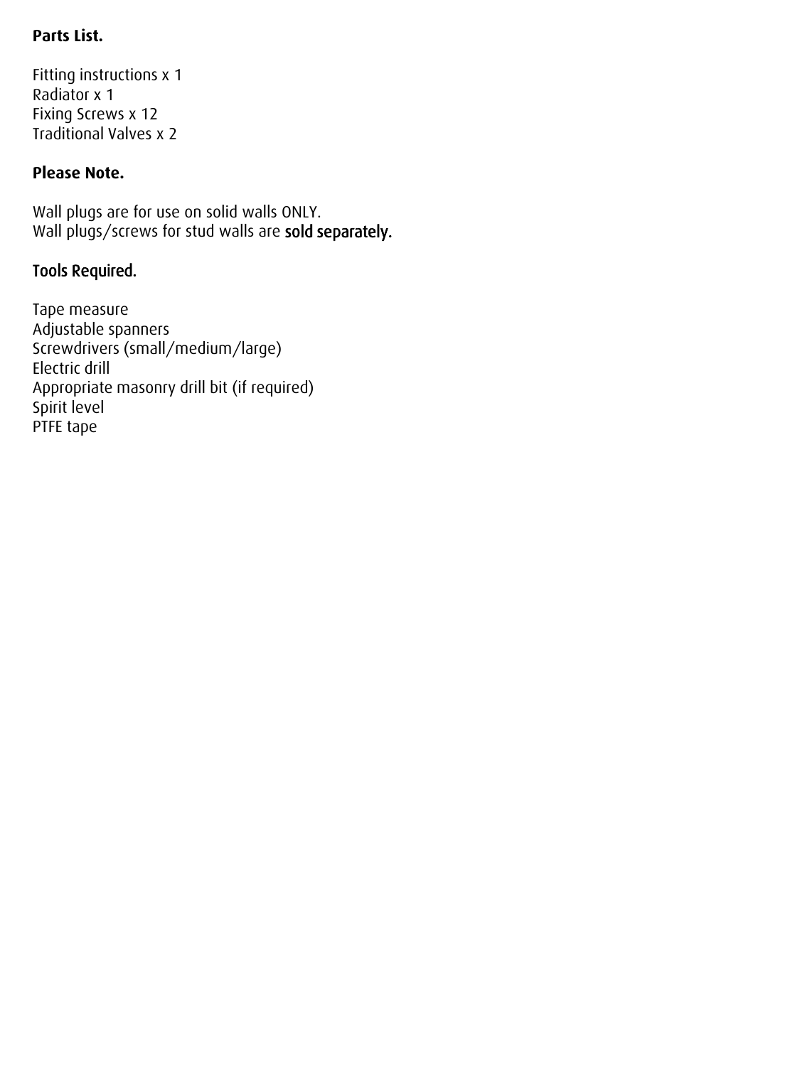**Parts List.**

Fitting instructions x 1
Radiator x 1
Fixing Screws x 12
Traditional Valves x 2

**Please Note.**

Wall plugs are for use on solid walls ONLY.
Wall plugs/screws for stud walls are sold separately.

Tools Required.

Tape measure
Adjustable spanners
Screwdrivers (small/medium/large)
Electric drill
Appropriate masonry drill bit (if required)
Spirit level
PTFE tape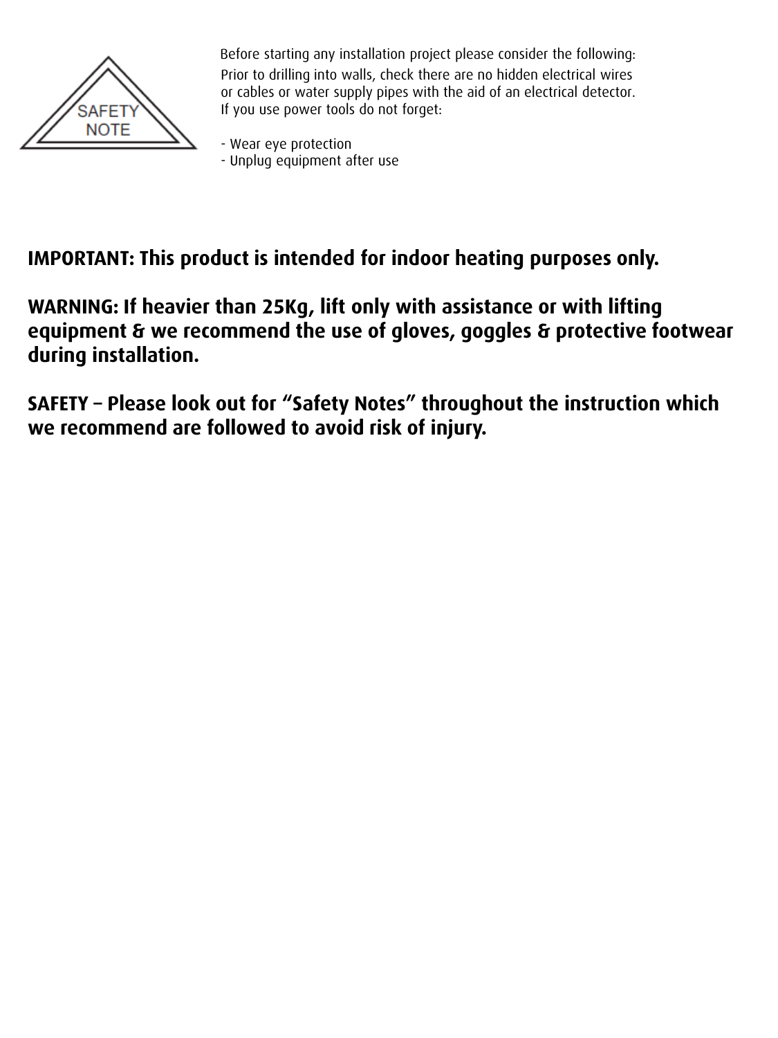SAFETY NOTE

Before starting any installation project please consider the following:
Prior to drilling into walls, check there are no hidden electrical wires or cables or water supply pipes with the aid of an electrical detector.
If you use power tools do not forget:

- Wear eye protection
- Unplug equipment after use

**IMPORTANT: This product is intended for indoor heating purposes only.**

**WARNING: If heavier than 25Kg, lift only with assistance or with lifting equipment & we recommend the use of gloves, goggles & protective footwear during installation.**

**SAFETY – Please look out for “Safety Notes” throughout the instruction which we recommend are followed to avoid risk of injury.**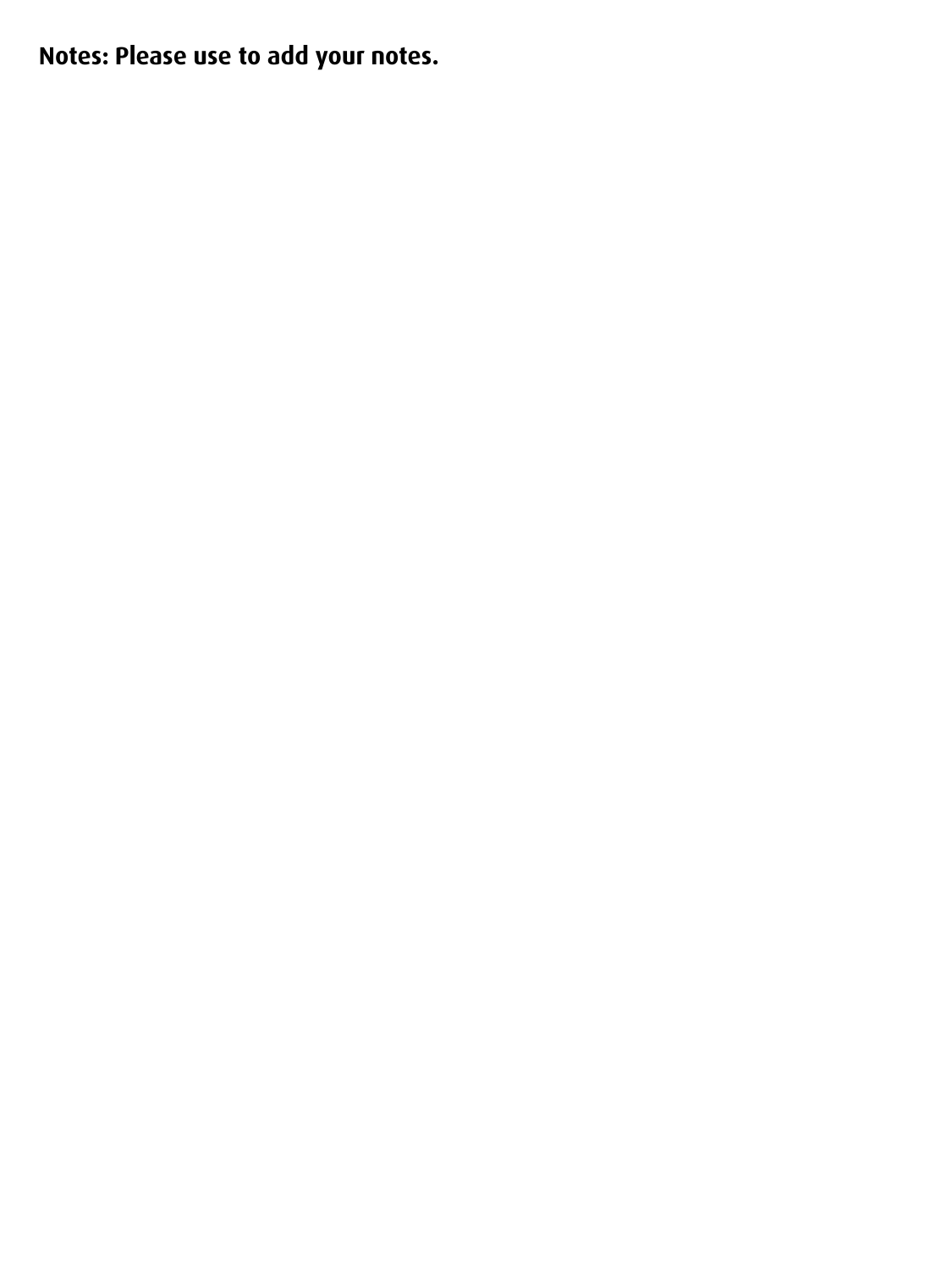**Notes: Please use to add your notes.**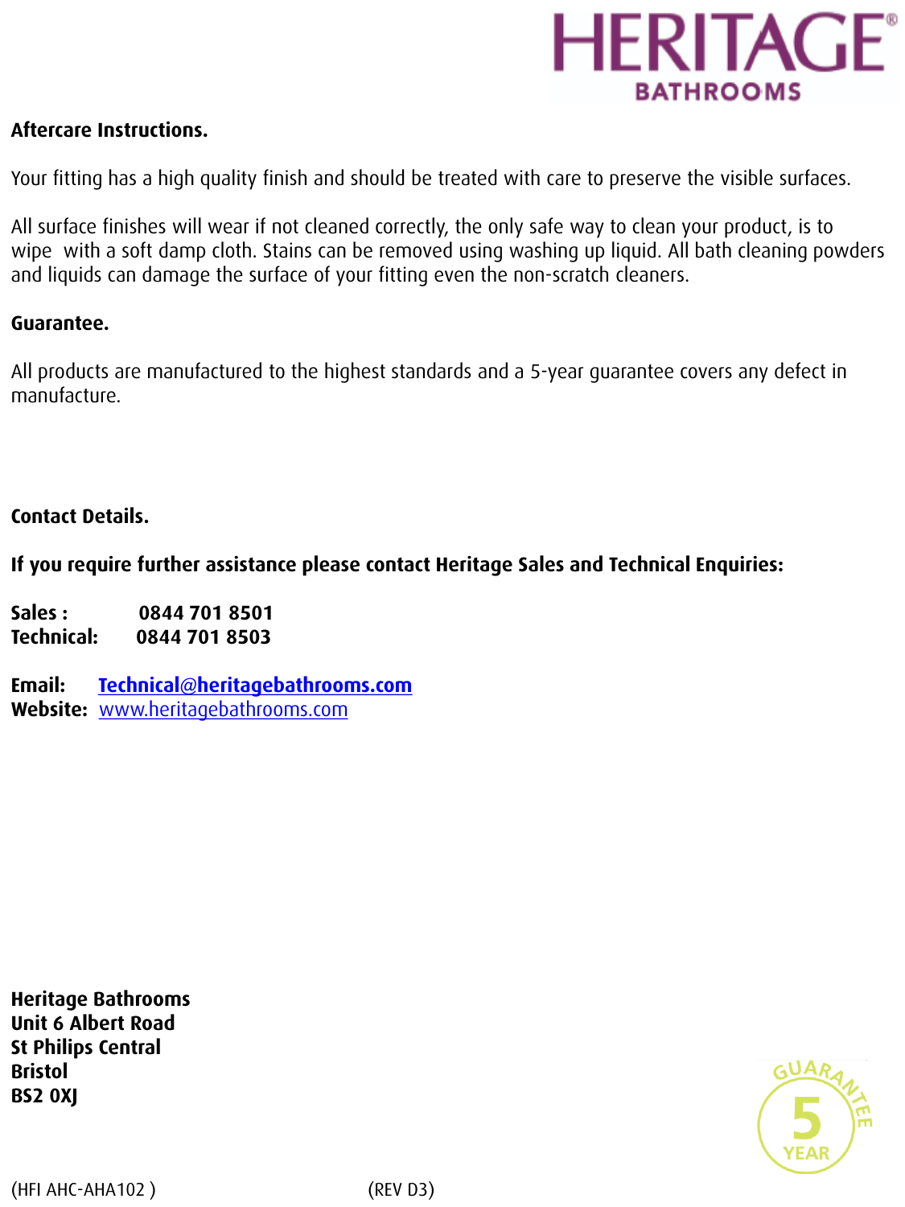**HERITAGE BATHROOMS**

**Aftercare Instructions.**

Your fitting has a high quality finish and should be treated with care to preserve the visible surfaces.

All surface finishes will wear if not cleaned correctly, the only safe way to clean your product, is to wipe with a soft damp cloth. Stains can be removed using washing up liquid. All bath cleaning powders and liquids can damage the surface of your fitting even the non-scratch cleaners.

**Guarantee.**

All products are manufactured to the highest standards and a 5-year guarantee covers any defect in manufacture.

**Contact Details.**

**If you require further assistance please contact Heritage Sales and Technical Enquiries:**

**Sales : 0844 701 8501**
**Technical: 0844 701 8503**

**Email:** **Technical@heritagebathrooms.com**
**Website:** www.heritagebathrooms.com

**Heritage Bathrooms**
**Unit 6 Albert Road**
**St Philips Central**
**Bristol**
**BS2 0XJ**

GUARANTEE 5 YEAR

(HFI AHC-AHA102 ) (REV D3)